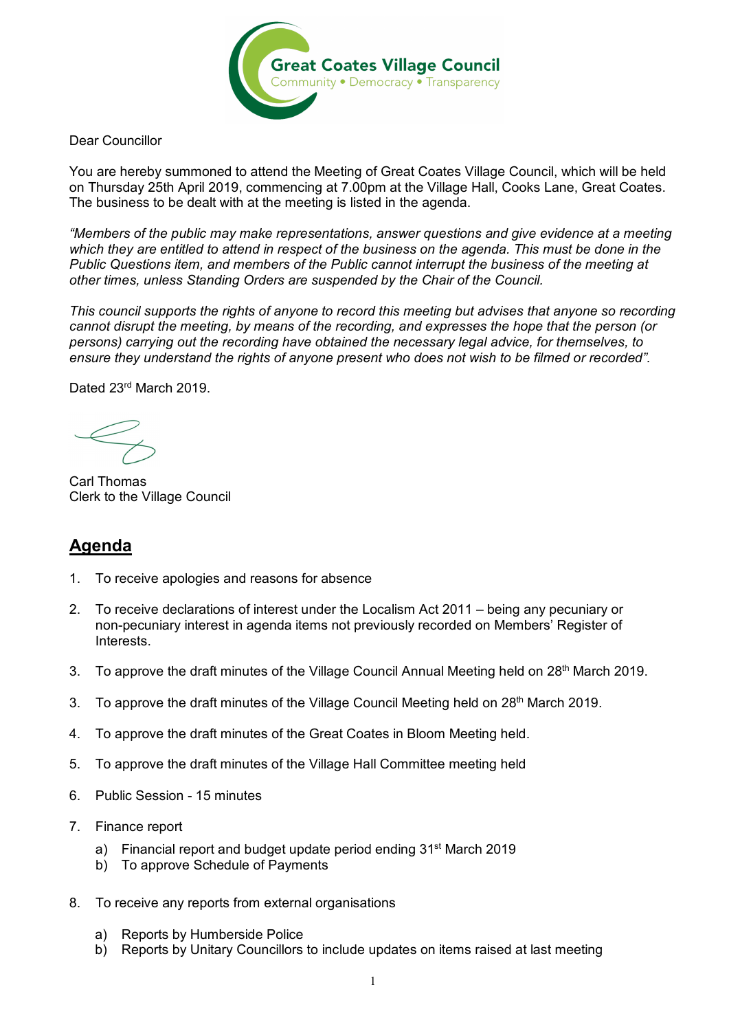Great Coates Village Council
Community • Democracy • Transparency

Dear Councillor

You are hereby summoned to attend the Meeting of Great Coates Village Council, which will be held on Thursday 25th April 2019, commencing at 7.00pm at the Village Hall, Cooks Lane, Great Coates. The business to be dealt with at the meeting is listed in the agenda.

*"Members of the public may make representations, answer questions and give evidence at a meeting which they are entitled to attend in respect of the business on the agenda. This must be done in the Public Questions item, and members of the Public cannot interrupt the business of the meeting at other times, unless Standing Orders are suspended by the Chair of the Council.*

*This council supports the rights of anyone to record this meeting but advises that anyone so recording cannot disrupt the meeting, by means of the recording, and expresses the hope that the person (or persons) carrying out the recording have obtained the necessary legal advice, for themselves, to ensure they understand the rights of anyone present who does not wish to be filmed or recorded".*

Dated 23rd March 2019.

Carl Thomas
Clerk to the Village Council

## Agenda

1. To receive apologies and reasons for absence

2. To receive declarations of interest under the Localism Act 2011 – being any pecuniary or non-pecuniary interest in agenda items not previously recorded on Members' Register of Interests.

3. To approve the draft minutes of the Village Council Annual Meeting held on 28th March 2019.

3. To approve the draft minutes of the Village Council Meeting held on 28th March 2019.

4. To approve the draft minutes of the Great Coates in Bloom Meeting held.

5. To approve the draft minutes of the Village Hall Committee meeting held

6. Public Session - 15 minutes

7. Finance report
   a) Financial report and budget update period ending 31st March 2019
   b) To approve Schedule of Payments

8. To receive any reports from external organisations
   a) Reports by Humberside Police
   b) Reports by Unitary Councillors to include updates on items raised at last meeting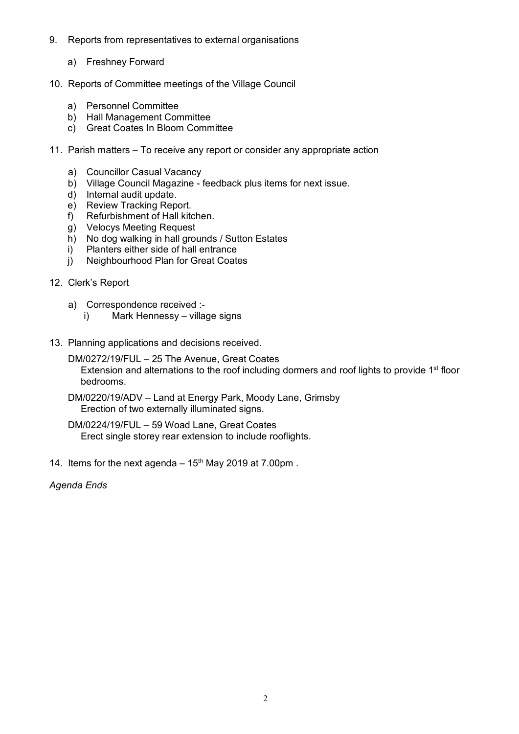9. Reports from representatives to external organisations

   a) Freshney Forward

10. Reports of Committee meetings of the Village Council

    a) Personnel Committee
    b) Hall Management Committee
    c) Great Coates In Bloom Committee

11. Parish matters – To receive any report or consider any appropriate action

    a) Councillor Casual Vacancy
    b) Village Council Magazine - feedback plus items for next issue.
    d) Internal audit update.
    e) Review Tracking Report.
    f) Refurbishment of Hall kitchen.
    g) Velocys Meeting Request
    h) No dog walking in hall grounds / Sutton Estates
    i) Planters either side of hall entrance
    j) Neighbourhood Plan for Great Coates

12. Clerk's Report

    a) Correspondence received :-
       i) Mark Hennessy – village signs

13. Planning applications and decisions received.

    DM/0272/19/FUL – 25 The Avenue, Great Coates
    Extension and alternations to the roof including dormers and roof lights to provide 1st floor bedrooms.

    DM/0220/19/ADV – Land at Energy Park, Moody Lane, Grimsby
    Erection of two externally illuminated signs.

    DM/0224/19/FUL – 59 Woad Lane, Great Coates
    Erect single storey rear extension to include rooflights.

14. Items for the next agenda – 15th May 2019 at 7.00pm .

*Agenda Ends*